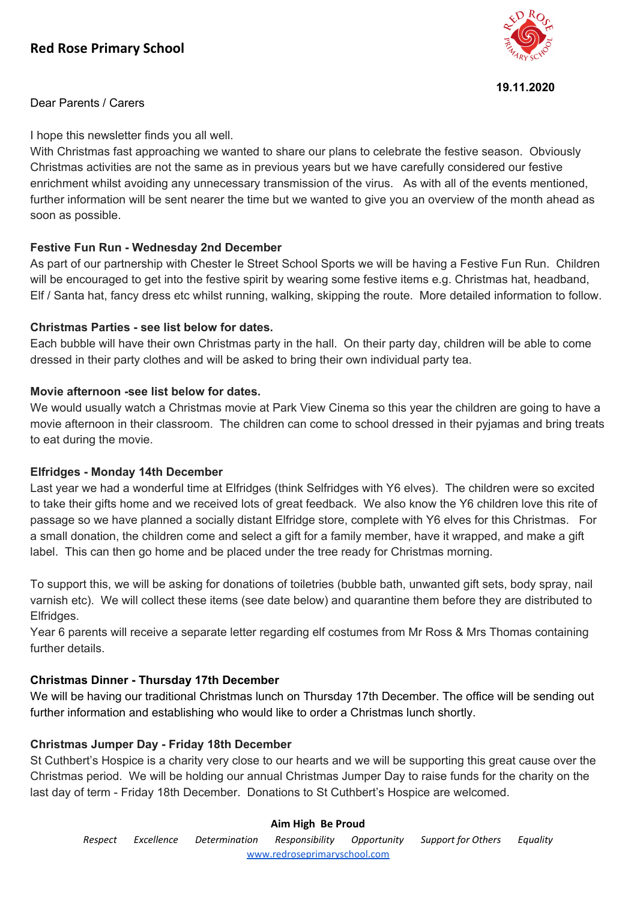# Red Rose Primary School

**19.11.2020**

Dear Parents / Carers

I hope this newsletter finds you all well.
With Christmas fast approaching we wanted to share our plans to celebrate the festive season. Obviously Christmas activities are not the same as in previous years but we have carefully considered our festive enrichment whilst avoiding any unnecessary transmission of the virus. As with all of the events mentioned, further information will be sent nearer the time but we wanted to give you an overview of the month ahead as soon as possible.

**Festive Fun Run - Wednesday 2nd December**
As part of our partnership with Chester le Street School Sports we will be having a Festive Fun Run. Children will be encouraged to get into the festive spirit by wearing some festive items e.g. Christmas hat, headband, Elf / Santa hat, fancy dress etc whilst running, walking, skipping the route. More detailed information to follow.

**Christmas Parties - see list below for dates.**
Each bubble will have their own Christmas party in the hall. On their party day, children will be able to come dressed in their party clothes and will be asked to bring their own individual party tea.

**Movie afternoon -see list below for dates.**
We would usually watch a Christmas movie at Park View Cinema so this year the children are going to have a movie afternoon in their classroom. The children can come to school dressed in their pyjamas and bring treats to eat during the movie.

**Elfridges - Monday 14th December**
Last year we had a wonderful time at Elfridges (think Selfridges with Y6 elves). The children were so excited to take their gifts home and we received lots of great feedback. We also know the Y6 children love this rite of passage so we have planned a socially distant Elfridge store, complete with Y6 elves for this Christmas. For a small donation, the children come and select a gift for a family member, have it wrapped, and make a gift label. This can then go home and be placed under the tree ready for Christmas morning.

To support this, we will be asking for donations of toiletries (bubble bath, unwanted gift sets, body spray, nail varnish etc). We will collect these items (see date below) and quarantine them before they are distributed to Elfridges.
Year 6 parents will receive a separate letter regarding elf costumes from Mr Ross & Mrs Thomas containing further details.

**Christmas Dinner - Thursday 17th December**
We will be having our traditional Christmas lunch on Thursday 17th December. The office will be sending out further information and establishing who would like to order a Christmas lunch shortly.

**Christmas Jumper Day - Friday 18th December**
St Cuthbert's Hospice is a charity very close to our hearts and we will be supporting this great cause over the Christmas period. We will be holding our annual Christmas Jumper Day to raise funds for the charity on the last day of term - Friday 18th December. Donations to St Cuthbert's Hospice are welcomed.

**Aim High Be Proud**

*Respect Excellence Determination Responsibility Opportunity Support for Others Equality*

www.redroseprimaryschool.com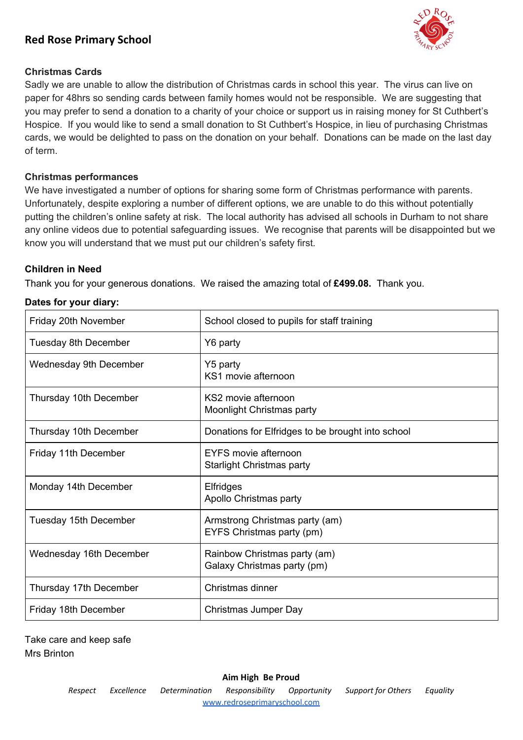## Red Rose Primary School

### Christmas Cards

Sadly we are unable to allow the distribution of Christmas cards in school this year. The virus can live on paper for 48hrs so sending cards between family homes would not be responsible. We are suggesting that you may prefer to send a donation to a charity of your choice or support us in raising money for St Cuthbert's Hospice. If you would like to send a small donation to St Cuthbert's Hospice, in lieu of purchasing Christmas cards, we would be delighted to pass on the donation on your behalf. Donations can be made on the last day of term.

### Christmas performances

We have investigated a number of options for sharing some form of Christmas performance with parents. Unfortunately, despite exploring a number of different options, we are unable to do this without potentially putting the children's online safety at risk. The local authority has advised all schools in Durham to not share any online videos due to potential safeguarding issues. We recognise that parents will be disappointed but we know you will understand that we must put our children's safety first.

### Children in Need

Thank you for your generous donations. We raised the amazing total of **£499.08.** Thank you.

**Dates for your diary:**

| | |
|---|---|
| Friday 20th November | School closed to pupils for staff training |
| Tuesday 8th December | Y6 party |
| Wednesday 9th December | Y5 party<br>KS1 movie afternoon |
| Thursday 10th December | KS2 movie afternoon<br>Moonlight Christmas party |
| Thursday 10th December | Donations for Elfridges to be brought into school |
| Friday 11th December | EYFS movie afternoon<br>Starlight Christmas party |
| Monday 14th December | Elfridges<br>Apollo Christmas party |
| Tuesday 15th December | Armstrong Christmas party (am)<br>EYFS Christmas party (pm) |
| Wednesday 16th December | Rainbow Christmas party (am)<br>Galaxy Christmas party (pm) |
| Thursday 17th December | Christmas dinner |
| Friday 18th December | Christmas Jumper Day |

Take care and keep safe
Mrs Brinton

**Aim High Be Proud**

*Respect Excellence Determination Responsibility Opportunity Support for Others Equality*

www.redroseprimaryschool.com